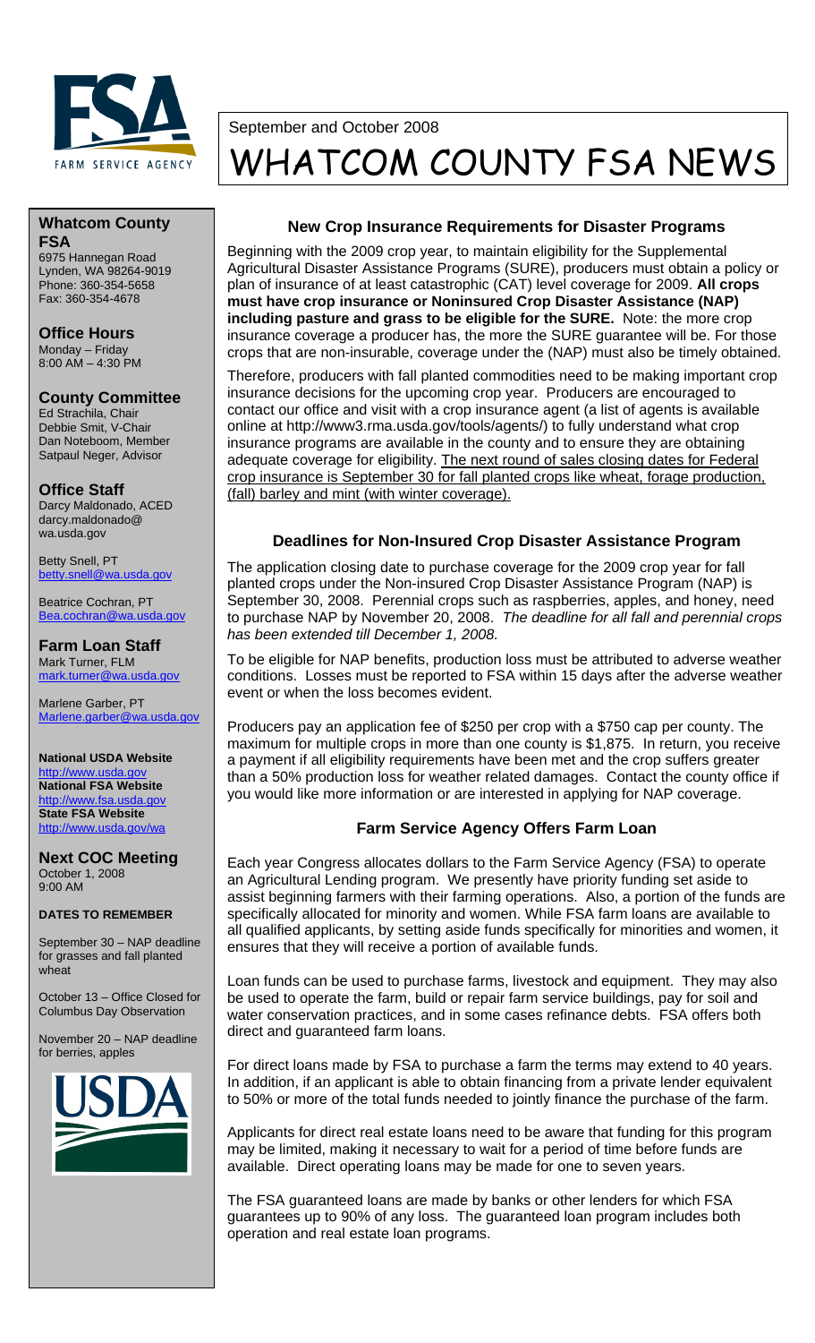September and October 2008

# WHATCOM COUNTY FSA NEWS

## New Crop Insurance Requirements for Disaster Programs

Beginning with the 2009 crop year, to maintain eligibility for the Supplemental Agricultural Disaster Assistance Programs (SURE), producers must obtain a policy or plan of insurance of at least catastrophic (CAT) level coverage for 2009. **All crops must have crop insurance or Noninsured Crop Disaster Assistance (NAP) including pasture and grass to be eligible for the SURE.** Note: the more crop insurance coverage a producer has, the more the SURE guarantee will be. For those crops that are non-insurable, coverage under the (NAP) must also be timely obtained.

Therefore, producers with fall planted commodities need to be making important crop insurance decisions for the upcoming crop year. Producers are encouraged to contact our office and visit with a crop insurance agent (a list of agents is available online at http://www3.rma.usda.gov/tools/agents/) to fully understand what crop insurance programs are available in the county and to ensure they are obtaining adequate coverage for eligibility. The next round of sales closing dates for Federal crop insurance is September 30 for fall planted crops like wheat, forage production, (fall) barley and mint (with winter coverage).

## Deadlines for Non-Insured Crop Disaster Assistance Program

The application closing date to purchase coverage for the 2009 crop year for fall planted crops under the Non-insured Crop Disaster Assistance Program (NAP) is September 30, 2008. Perennial crops such as raspberries, apples, and honey, need to purchase NAP by November 20, 2008. *The deadline for all fall and perennial crops has been extended till December 1, 2008.*

To be eligible for NAP benefits, production loss must be attributed to adverse weather conditions. Losses must be reported to FSA within 15 days after the adverse weather event or when the loss becomes evident.

Producers pay an application fee of $250 per crop with a $750 cap per county. The maximum for multiple crops in more than one county is $1,875. In return, you receive a payment if all eligibility requirements have been met and the crop suffers greater than a 50% production loss for weather related damages. Contact the county office if you would like more information or are interested in applying for NAP coverage.

## Farm Service Agency Offers Farm Loan

Each year Congress allocates dollars to the Farm Service Agency (FSA) to operate an Agricultural Lending program. We presently have priority funding set aside to assist beginning farmers with their farming operations. Also, a portion of the funds are specifically allocated for minority and women. While FSA farm loans are available to all qualified applicants, by setting aside funds specifically for minorities and women, it ensures that they will receive a portion of available funds.

Loan funds can be used to purchase farms, livestock and equipment. They may also be used to operate the farm, build or repair farm service buildings, pay for soil and water conservation practices, and in some cases refinance debts. FSA offers both direct and guaranteed farm loans.

For direct loans made by FSA to purchase a farm the terms may extend to 40 years. In addition, if an applicant is able to obtain financing from a private lender equivalent to 50% or more of the total funds needed to jointly finance the purchase of the farm.

Applicants for direct real estate loans need to be aware that funding for this program may be limited, making it necessary to wait for a period of time before funds are available. Direct operating loans may be made for one to seven years.

The FSA guaranteed loans are made by banks or other lenders for which FSA guarantees up to 90% of any loss. The guaranteed loan program includes both operation and real estate loan programs.

---

### Whatcom County FSA
6975 Hannegan Road
Lynden, WA 98264-9019
Phone: 360-354-5658
Fax: 360-354-4678

### Office Hours
Monday – Friday
8:00 AM – 4:30 PM

### County Committee
Ed Strachila, Chair
Debbie Smit, V-Chair
Dan Noteboom, Member
Satpaul Neger, Advisor

### Office Staff
Darcy Maldonado, ACED
darcy.maldonado@wa.usda.gov

Betty Snell, PT
betty.snell@wa.usda.gov

Beatrice Cochran, PT
Bea.cochran@wa.usda.gov

### Farm Loan Staff
Mark Turner, FLM
mark.turner@wa.usda.gov

Marlene Garber, PT
Marlene.garber@wa.usda.gov

**National USDA Website**
http://www.usda.gov
**National FSA Website**
http://www.fsa.usda.gov
**State FSA Website**
http://www.usda.gov/wa

### Next COC Meeting
October 1, 2008
9:00 AM

**DATES TO REMEMBER**

September 30 – NAP deadline for grasses and fall planted wheat

October 13 – Office Closed for Columbus Day Observation

November 20 – NAP deadline for berries, apples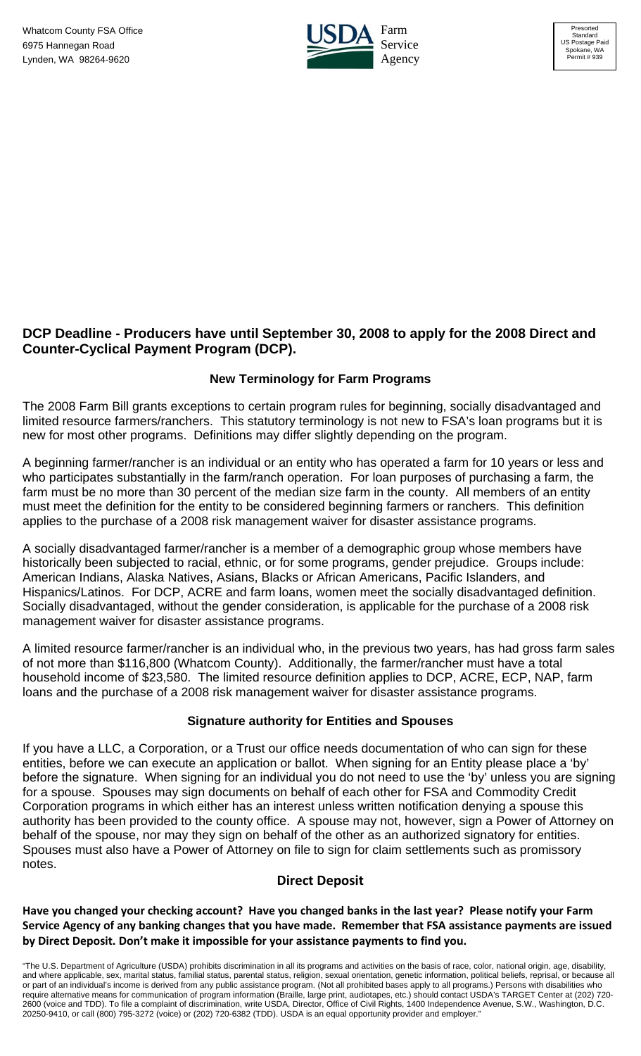Whatcom County FSA Office
6975 Hannegan Road
Lynden, WA 98264-9620

USDA Farm Service Agency

Presorted Standard US Postage Paid Spokane, WA Permit # 939

**DCP Deadline - Producers have until September 30, 2008 to apply for the 2008 Direct and Counter-Cyclical Payment Program (DCP).**

### New Terminology for Farm Programs

The 2008 Farm Bill grants exceptions to certain program rules for beginning, socially disadvantaged and limited resource farmers/ranchers. This statutory terminology is not new to FSA's loan programs but it is new for most other programs. Definitions may differ slightly depending on the program.

A beginning farmer/rancher is an individual or an entity who has operated a farm for 10 years or less and who participates substantially in the farm/ranch operation. For loan purposes of purchasing a farm, the farm must be no more than 30 percent of the median size farm in the county. All members of an entity must meet the definition for the entity to be considered beginning farmers or ranchers. This definition applies to the purchase of a 2008 risk management waiver for disaster assistance programs.

A socially disadvantaged farmer/rancher is a member of a demographic group whose members have historically been subjected to racial, ethnic, or for some programs, gender prejudice. Groups include: American Indians, Alaska Natives, Asians, Blacks or African Americans, Pacific Islanders, and Hispanics/Latinos. For DCP, ACRE and farm loans, women meet the socially disadvantaged definition. Socially disadvantaged, without the gender consideration, is applicable for the purchase of a 2008 risk management waiver for disaster assistance programs.

A limited resource farmer/rancher is an individual who, in the previous two years, has had gross farm sales of not more than $116,800 (Whatcom County). Additionally, the farmer/rancher must have a total household income of $23,580. The limited resource definition applies to DCP, ACRE, ECP, NAP, farm loans and the purchase of a 2008 risk management waiver for disaster assistance programs.

### Signature authority for Entities and Spouses

If you have a LLC, a Corporation, or a Trust our office needs documentation of who can sign for these entities, before we can execute an application or ballot. When signing for an Entity please place a 'by' before the signature. When signing for an individual you do not need to use the 'by' unless you are signing for a spouse. Spouses may sign documents on behalf of each other for FSA and Commodity Credit Corporation programs in which either has an interest unless written notification denying a spouse this authority has been provided to the county office. A spouse may not, however, sign a Power of Attorney on behalf of the spouse, nor may they sign on behalf of the other as an authorized signatory for entities. Spouses must also have a Power of Attorney on file to sign for claim settlements such as promissory notes.

### Direct Deposit

**Have you changed your checking account? Have you changed banks in the last year? Please notify your Farm Service Agency of any banking changes that you have made. Remember that FSA assistance payments are issued by Direct Deposit. Don't make it impossible for your assistance payments to find you.**

"The U.S. Department of Agriculture (USDA) prohibits discrimination in all its programs and activities on the basis of race, color, national origin, age, disability, and where applicable, sex, marital status, familial status, parental status, religion, sexual orientation, genetic information, political beliefs, reprisal, or because all or part of an individual's income is derived from any public assistance program. (Not all prohibited bases apply to all programs.) Persons with disabilities who require alternative means for communication of program information (Braille, large print, audiotapes, etc.) should contact USDA's TARGET Center at (202) 720-2600 (voice and TDD). To file a complaint of discrimination, write USDA, Director, Office of Civil Rights, 1400 Independence Avenue, S.W., Washington, D.C. 20250-9410, or call (800) 795-3272 (voice) or (202) 720-6382 (TDD). USDA is an equal opportunity provider and employer."